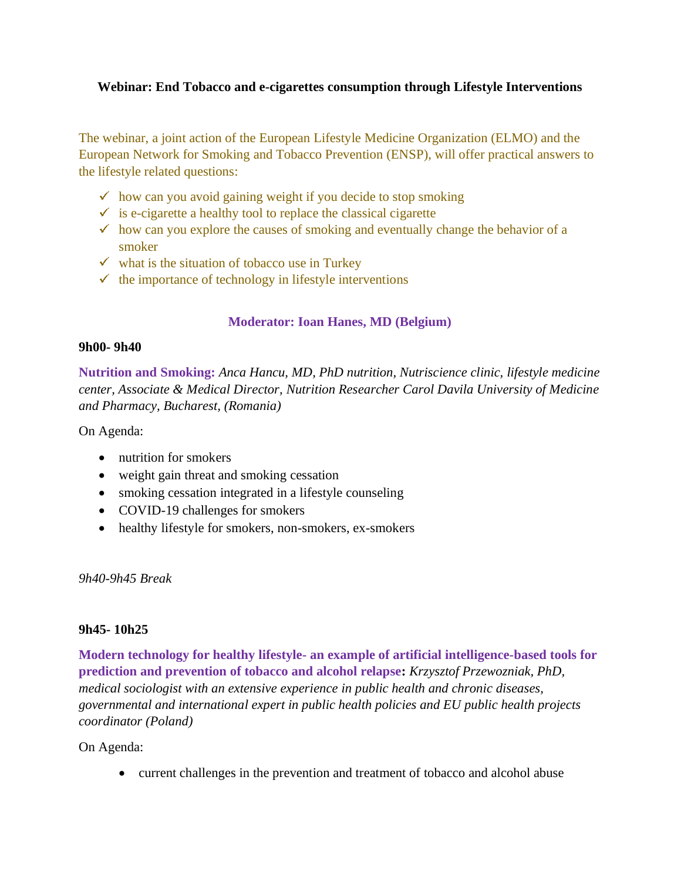**Webinar: End Tobacco and e-cigarettes consumption through Lifestyle Interventions**

The webinar, a joint action of the European Lifestyle Medicine Organization (ELMO) and the European Network for Smoking and Tobacco Prevention (ENSP), will offer practical answers to the lifestyle related questions:

- ✓ how can you avoid gaining weight if you decide to stop smoking
- ✓ is e-cigarette a healthy tool to replace the classical cigarette
- ✓ how can you explore the causes of smoking and eventually change the behavior of a smoker
- ✓ what is the situation of tobacco use in Turkey
- ✓ the importance of technology in lifestyle interventions

**Moderator: Ioan Hanes, MD (Belgium)**

**9h00- 9h40**

**Nutrition and Smoking:** *Anca Hancu, MD, PhD nutrition, Nutriscience clinic, lifestyle medicine center, Associate & Medical Director, Nutrition Researcher Carol Davila University of Medicine and Pharmacy, Bucharest, (Romania)*

On Agenda:

- nutrition for smokers
- weight gain threat and smoking cessation
- smoking cessation integrated in a lifestyle counseling
- COVID-19 challenges for smokers
- healthy lifestyle for smokers, non-smokers, ex-smokers

*9h40-9h45 Break*

**9h45- 10h25**

**Modern technology for healthy lifestyle- an example of artificial intelligence-based tools for prediction and prevention of tobacco and alcohol relapse:** *Krzysztof Przewozniak, PhD, medical sociologist with an extensive experience in public health and chronic diseases, governmental and international expert in public health policies and EU public health projects coordinator (Poland)*

On Agenda:

- current challenges in the prevention and treatment of tobacco and alcohol abuse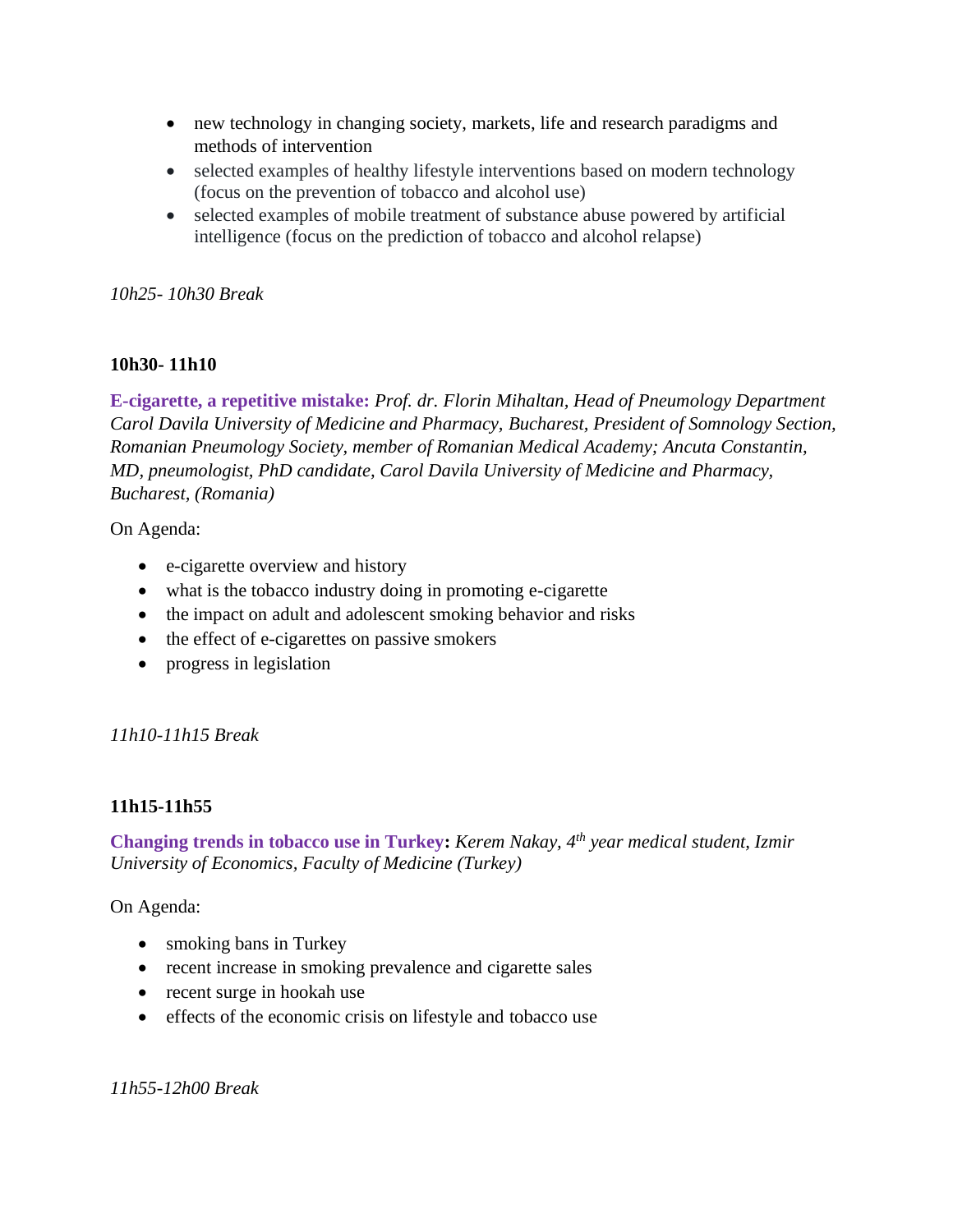- new technology in changing society, markets, life and research paradigms and methods of intervention
- selected examples of healthy lifestyle interventions based on modern technology (focus on the prevention of tobacco and alcohol use)
- selected examples of mobile treatment of substance abuse powered by artificial intelligence (focus on the prediction of tobacco and alcohol relapse)

*10h25- 10h30 Break*

**10h30- 11h10**

**E-cigarette, a repetitive mistake:** *Prof. dr. Florin Mihaltan, Head of Pneumology Department Carol Davila University of Medicine and Pharmacy, Bucharest, President of Somnology Section, Romanian Pneumology Society, member of Romanian Medical Academy; Ancuta Constantin, MD, pneumologist, PhD candidate, Carol Davila University of Medicine and Pharmacy, Bucharest, (Romania)*

On Agenda:

- e-cigarette overview and history
- what is the tobacco industry doing in promoting e-cigarette
- the impact on adult and adolescent smoking behavior and risks
- the effect of e-cigarettes on passive smokers
- progress in legislation

*11h10-11h15 Break*

**11h15-11h55**

**Changing trends in tobacco use in Turkey:** *Kerem Nakay, 4th year medical student, Izmir University of Economics, Faculty of Medicine (Turkey)*

On Agenda:

- smoking bans in Turkey
- recent increase in smoking prevalence and cigarette sales
- recent surge in hookah use
- effects of the economic crisis on lifestyle and tobacco use

*11h55-12h00 Break*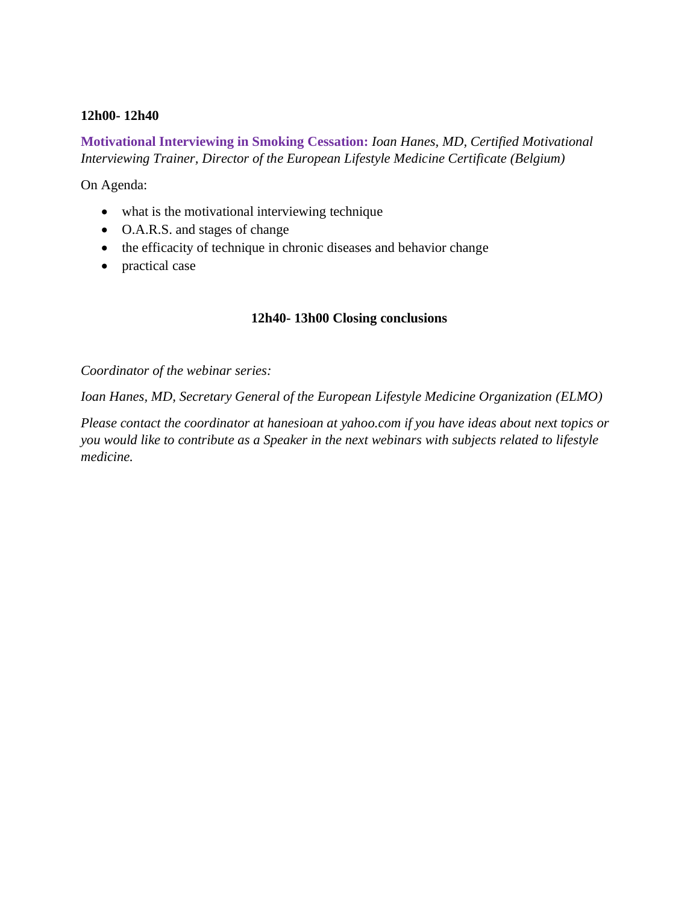**12h00- 12h40**

**Motivational Interviewing in Smoking Cessation:** *Ioan Hanes, MD, Certified Motivational Interviewing Trainer, Director of the European Lifestyle Medicine Certificate (Belgium)*

On Agenda:

- what is the motivational interviewing technique
- O.A.R.S. and stages of change
- the efficacity of technique in chronic diseases and behavior change
- practical case

**12h40- 13h00 Closing conclusions**

*Coordinator of the webinar series:*

*Ioan Hanes, MD, Secretary General of the European Lifestyle Medicine Organization (ELMO)*

*Please contact the coordinator at hanesioan at yahoo.com if you have ideas about next topics or you would like to contribute as a Speaker in the next webinars with subjects related to lifestyle medicine.*